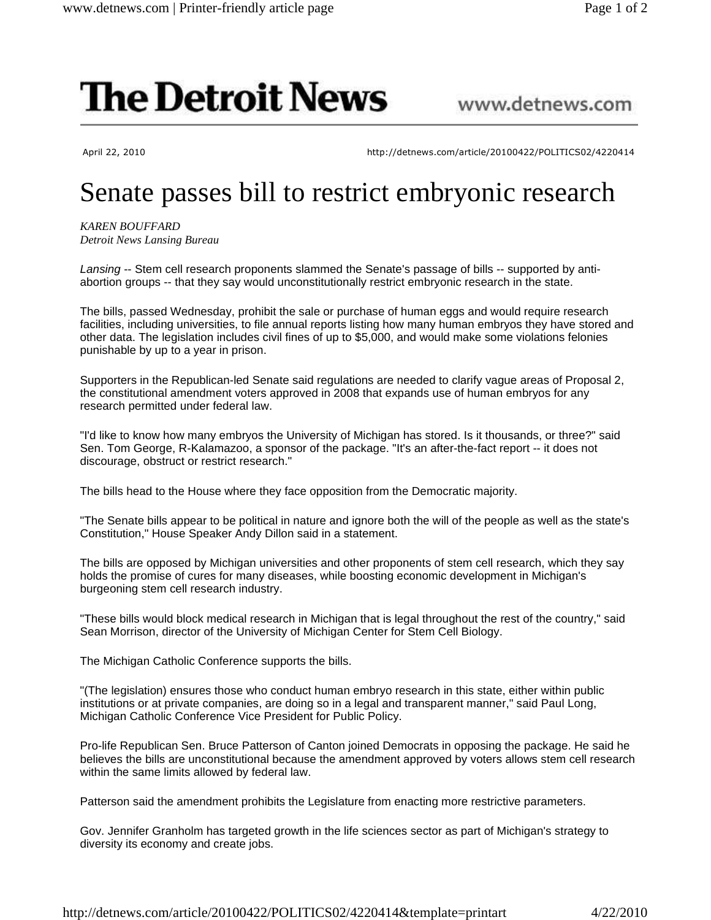# The Detroit News

www.detnews.com

April 22, 2010 http://detnews.com/article/20100422/POLITICS02/4220414

# Senate passes bill to restrict embryonic research

*KAREN BOUFFARD*
*Detroit News Lansing Bureau*

*Lansing* -- Stem cell research proponents slammed the Senate's passage of bills -- supported by anti-abortion groups -- that they say would unconstitutionally restrict embryonic research in the state.

The bills, passed Wednesday, prohibit the sale or purchase of human eggs and would require research facilities, including universities, to file annual reports listing how many human embryos they have stored and other data. The legislation includes civil fines of up to $5,000, and would make some violations felonies punishable by up to a year in prison.

Supporters in the Republican-led Senate said regulations are needed to clarify vague areas of Proposal 2, the constitutional amendment voters approved in 2008 that expands use of human embryos for any research permitted under federal law.

"I'd like to know how many embryos the University of Michigan has stored. Is it thousands, or three?" said Sen. Tom George, R-Kalamazoo, a sponsor of the package. "It's an after-the-fact report -- it does not discourage, obstruct or restrict research."

The bills head to the House where they face opposition from the Democratic majority.

"The Senate bills appear to be political in nature and ignore both the will of the people as well as the state's Constitution," House Speaker Andy Dillon said in a statement.

The bills are opposed by Michigan universities and other proponents of stem cell research, which they say holds the promise of cures for many diseases, while boosting economic development in Michigan's burgeoning stem cell research industry.

"These bills would block medical research in Michigan that is legal throughout the rest of the country," said Sean Morrison, director of the University of Michigan Center for Stem Cell Biology.

The Michigan Catholic Conference supports the bills.

"(The legislation) ensures those who conduct human embryo research in this state, either within public institutions or at private companies, are doing so in a legal and transparent manner," said Paul Long, Michigan Catholic Conference Vice President for Public Policy.

Pro-life Republican Sen. Bruce Patterson of Canton joined Democrats in opposing the package. He said he believes the bills are unconstitutional because the amendment approved by voters allows stem cell research within the same limits allowed by federal law.

Patterson said the amendment prohibits the Legislature from enacting more restrictive parameters.

Gov. Jennifer Granholm has targeted growth in the life sciences sector as part of Michigan's strategy to diversity its economy and create jobs.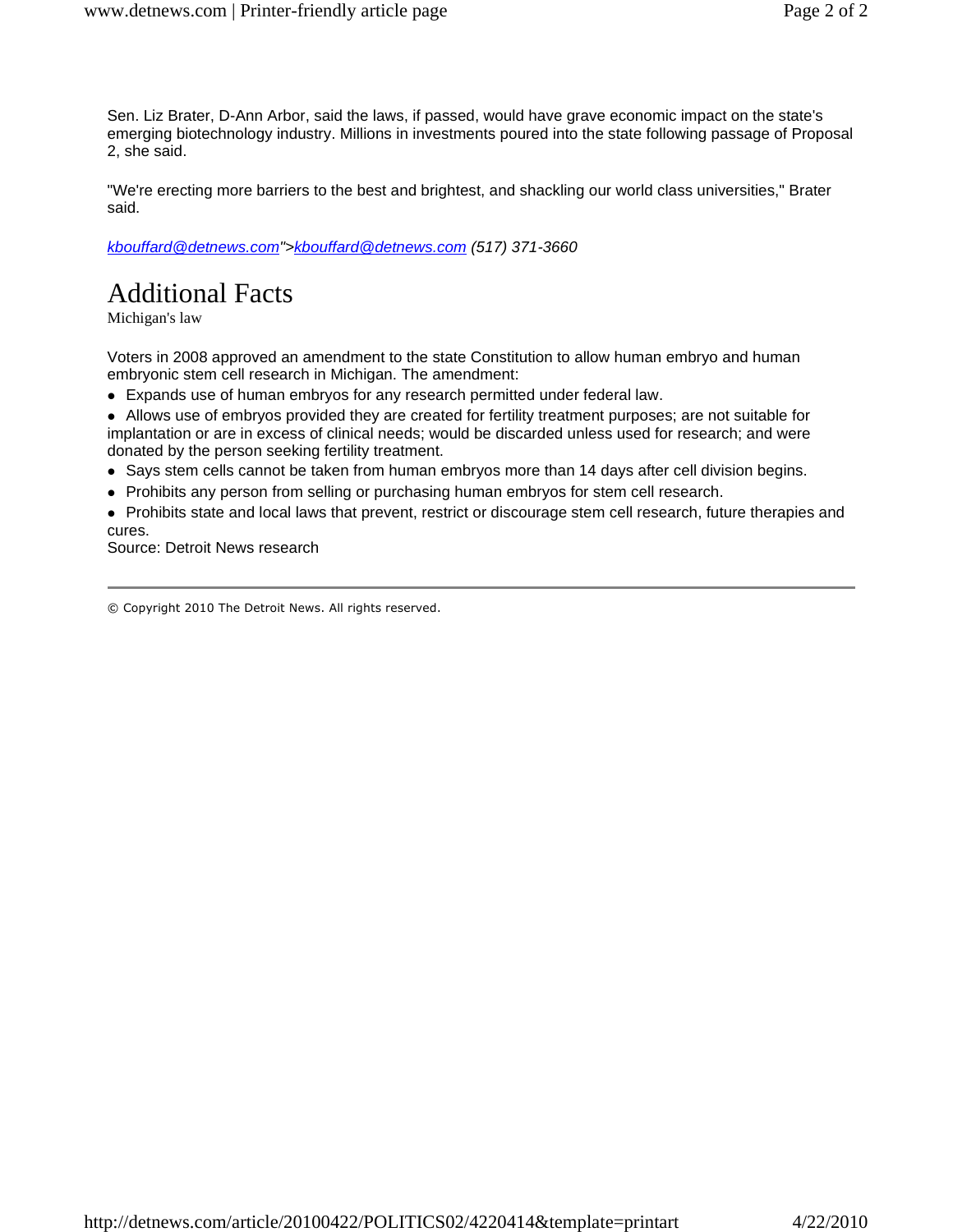Sen. Liz Brater, D-Ann Arbor, said the laws, if passed, would have grave economic impact on the state's emerging biotechnology industry. Millions in investments poured into the state following passage of Proposal 2, she said.

"We're erecting more barriers to the best and brightest, and shackling our world class universities," Brater said.

*kbouffard@detnews.com">kbouffard@detnews.com (517) 371-3660*

# Additional Facts

Michigan's law

Voters in 2008 approved an amendment to the state Constitution to allow human embryo and human embryonic stem cell research in Michigan. The amendment:

- Expands use of human embryos for any research permitted under federal law.
- Allows use of embryos provided they are created for fertility treatment purposes; are not suitable for implantation or are in excess of clinical needs; would be discarded unless used for research; and were donated by the person seeking fertility treatment.
- Says stem cells cannot be taken from human embryos more than 14 days after cell division begins.
- Prohibits any person from selling or purchasing human embryos for stem cell research.
- Prohibits state and local laws that prevent, restrict or discourage stem cell research, future therapies and cures.

Source: Detroit News research

---

© Copyright 2010 The Detroit News. All rights reserved.